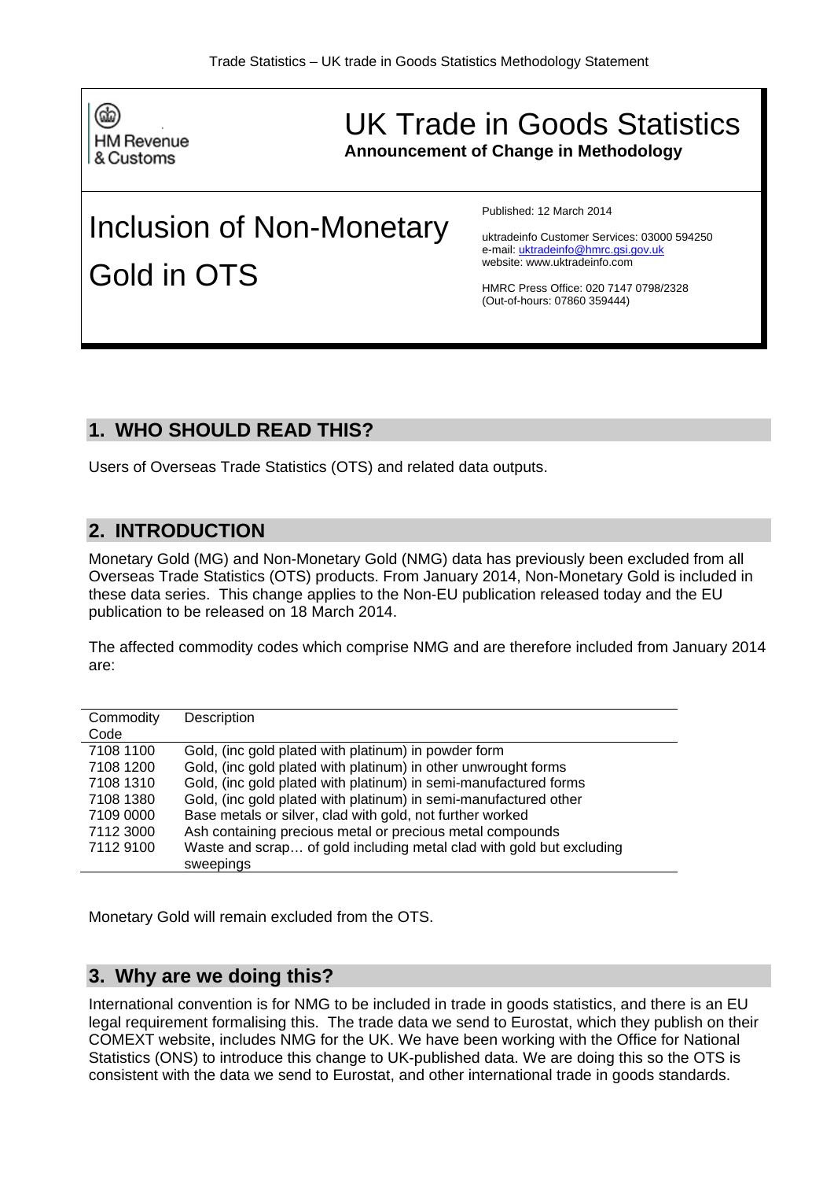HM Revenue & Customs

# UK Trade in Goods Statistics

**Announcement of Change in Methodology**

# Inclusion of Non-Monetary Gold in OTS

Published: 12 March 2014

uktradeinfo Customer Services: 03000 594250
e-mail: uktradeinfo@hmrc.gsi.gov.uk
website: www.uktradeinfo.com

HMRC Press Office: 020 7147 0798/2328
(Out-of-hours: 07860 359444)

## 1. WHO SHOULD READ THIS?

Users of Overseas Trade Statistics (OTS) and related data outputs.

## 2. INTRODUCTION

Monetary Gold (MG) and Non-Monetary Gold (NMG) data has previously been excluded from all Overseas Trade Statistics (OTS) products. From January 2014, Non-Monetary Gold is included in these data series. This change applies to the Non-EU publication released today and the EU publication to be released on 18 March 2014.

The affected commodity codes which comprise NMG and are therefore included from January 2014 are:

| Commodity Code | Description |
|---|---|
| 7108 1100 | Gold, (inc gold plated with platinum) in powder form |
| 7108 1200 | Gold, (inc gold plated with platinum) in other unwrought forms |
| 7108 1310 | Gold, (inc gold plated with platinum) in semi-manufactured forms |
| 7108 1380 | Gold, (inc gold plated with platinum) in semi-manufactured other |
| 7109 0000 | Base metals or silver, clad with gold, not further worked |
| 7112 3000 | Ash containing precious metal or precious metal compounds |
| 7112 9100 | Waste and scrap… of gold including metal clad with gold but excluding sweepings |

Monetary Gold will remain excluded from the OTS.

## 3. Why are we doing this?

International convention is for NMG to be included in trade in goods statistics, and there is an EU legal requirement formalising this. The trade data we send to Eurostat, which they publish on their COMEXT website, includes NMG for the UK. We have been working with the Office for National Statistics (ONS) to introduce this change to UK-published data. We are doing this so the OTS is consistent with the data we send to Eurostat, and other international trade in goods standards.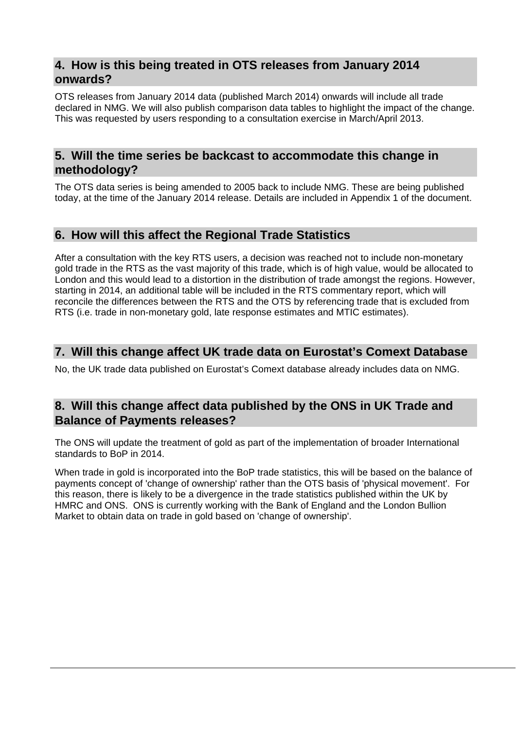## 4. How is this being treated in OTS releases from January 2014 onwards?

OTS releases from January 2014 data (published March 2014) onwards will include all trade declared in NMG. We will also publish comparison data tables to highlight the impact of the change. This was requested by users responding to a consultation exercise in March/April 2013.

## 5. Will the time series be backcast to accommodate this change in methodology?

The OTS data series is being amended to 2005 back to include NMG. These are being published today, at the time of the January 2014 release. Details are included in Appendix 1 of the document.

## 6. How will this affect the Regional Trade Statistics

After a consultation with the key RTS users, a decision was reached not to include non-monetary gold trade in the RTS as the vast majority of this trade, which is of high value, would be allocated to London and this would lead to a distortion in the distribution of trade amongst the regions. However, starting in 2014, an additional table will be included in the RTS commentary report, which will reconcile the differences between the RTS and the OTS by referencing trade that is excluded from RTS (i.e. trade in non-monetary gold, late response estimates and MTIC estimates).

## 7. Will this change affect UK trade data on Eurostat's Comext Database

No, the UK trade data published on Eurostat's Comext database already includes data on NMG.

## 8. Will this change affect data published by the ONS in UK Trade and Balance of Payments releases?

The ONS will update the treatment of gold as part of the implementation of broader International standards to BoP in 2014.

When trade in gold is incorporated into the BoP trade statistics, this will be based on the balance of payments concept of 'change of ownership' rather than the OTS basis of 'physical movement'. For this reason, there is likely to be a divergence in the trade statistics published within the UK by HMRC and ONS. ONS is currently working with the Bank of England and the London Bullion Market to obtain data on trade in gold based on 'change of ownership'.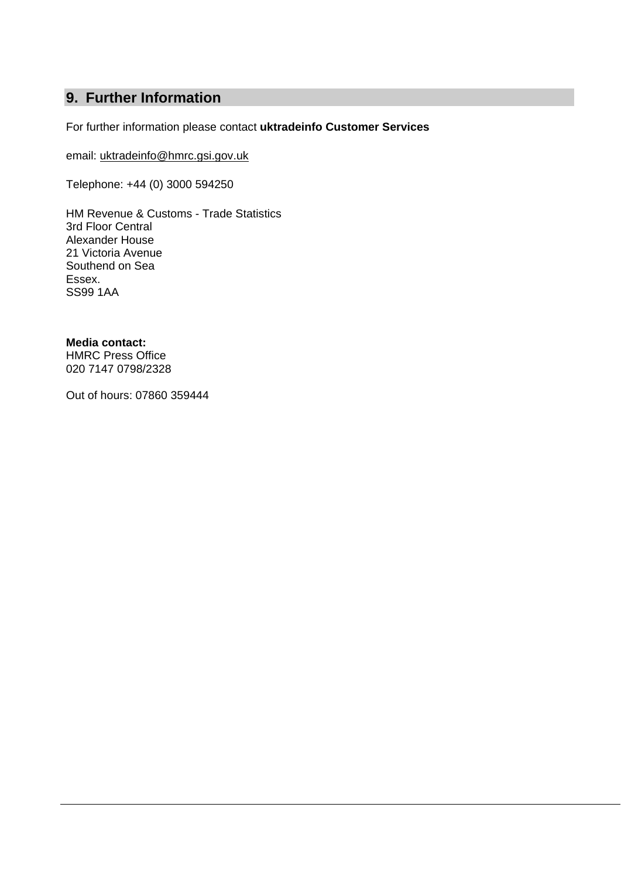## 9. Further Information

For further information please contact **uktradeinfo Customer Services**

email: uktradeinfo@hmrc.gsi.gov.uk

Telephone: +44 (0) 3000 594250

HM Revenue & Customs - Trade Statistics
3rd Floor Central
Alexander House
21 Victoria Avenue
Southend on Sea
Essex.
SS99 1AA

**Media contact:**
HMRC Press Office
020 7147 0798/2328

Out of hours: 07860 359444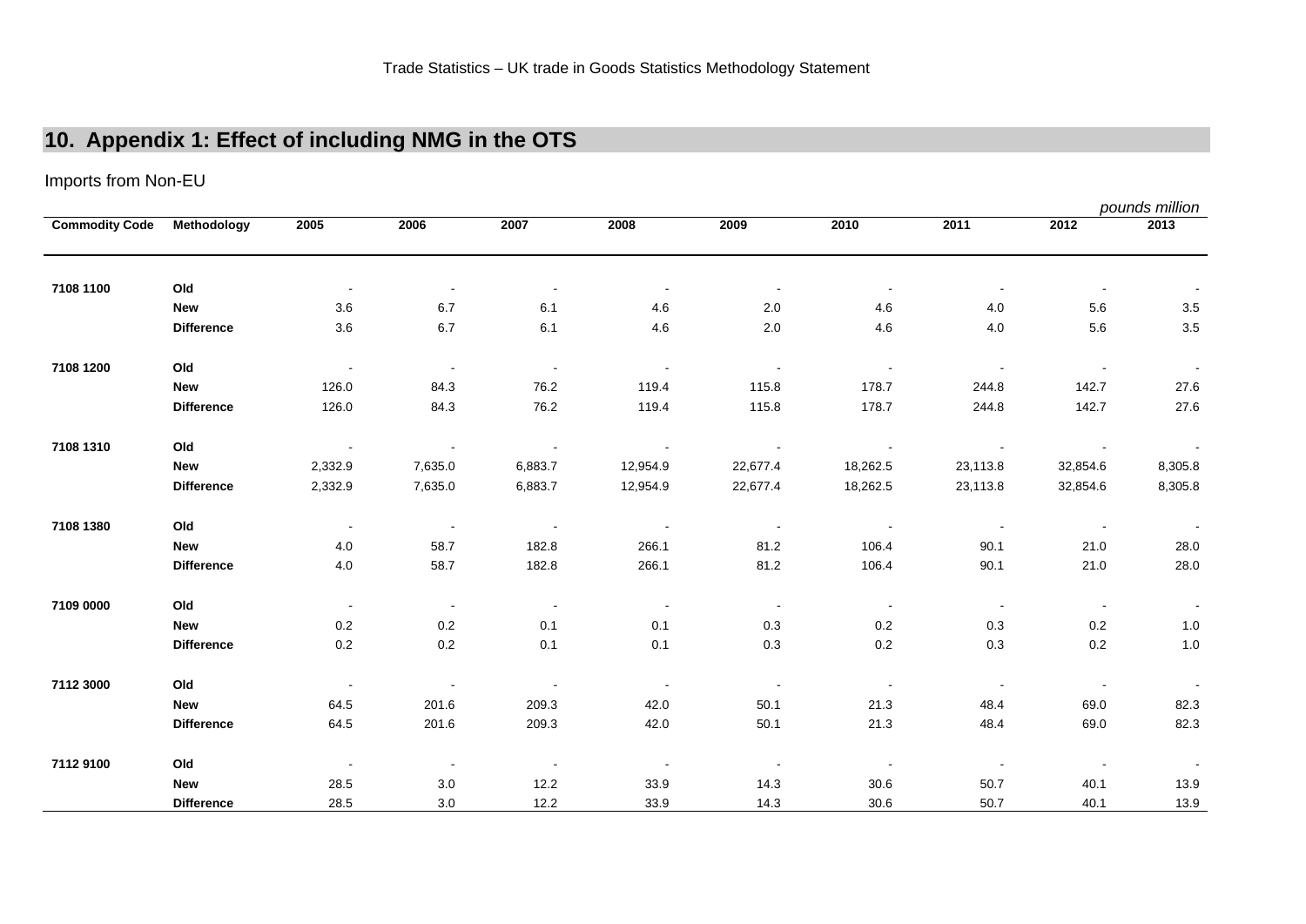## 10. Appendix 1: Effect of including NMG in the OTS

Imports from Non-EU

*pounds million*

| Commodity Code | Methodology | 2005 | 2006 | 2007 | 2008 | 2009 | 2010 | 2011 | 2012 | 2013 |
|---|---|---|---|---|---|---|---|---|---|---|
| **7108 1100** | **Old** | - | - | - | - | - | - | - | - | - |
| | **New** | 3.6 | 6.7 | 6.1 | 4.6 | 2.0 | 4.6 | 4.0 | 5.6 | 3.5 |
| | **Difference** | 3.6 | 6.7 | 6.1 | 4.6 | 2.0 | 4.6 | 4.0 | 5.6 | 3.5 |
| **7108 1200** | **Old** | - | - | - | - | - | - | - | - | - |
| | **New** | 126.0 | 84.3 | 76.2 | 119.4 | 115.8 | 178.7 | 244.8 | 142.7 | 27.6 |
| | **Difference** | 126.0 | 84.3 | 76.2 | 119.4 | 115.8 | 178.7 | 244.8 | 142.7 | 27.6 |
| **7108 1310** | **Old** | - | - | - | - | - | - | - | - | - |
| | **New** | 2,332.9 | 7,635.0 | 6,883.7 | 12,954.9 | 22,677.4 | 18,262.5 | 23,113.8 | 32,854.6 | 8,305.8 |
| | **Difference** | 2,332.9 | 7,635.0 | 6,883.7 | 12,954.9 | 22,677.4 | 18,262.5 | 23,113.8 | 32,854.6 | 8,305.8 |
| **7108 1380** | **Old** | - | - | - | - | - | - | - | - | - |
| | **New** | 4.0 | 58.7 | 182.8 | 266.1 | 81.2 | 106.4 | 90.1 | 21.0 | 28.0 |
| | **Difference** | 4.0 | 58.7 | 182.8 | 266.1 | 81.2 | 106.4 | 90.1 | 21.0 | 28.0 |
| **7109 0000** | **Old** | - | - | - | - | - | - | - | - | - |
| | **New** | 0.2 | 0.2 | 0.1 | 0.1 | 0.3 | 0.2 | 0.3 | 0.2 | 1.0 |
| | **Difference** | 0.2 | 0.2 | 0.1 | 0.1 | 0.3 | 0.2 | 0.3 | 0.2 | 1.0 |
| **7112 3000** | **Old** | - | - | - | - | - | - | - | - | - |
| | **New** | 64.5 | 201.6 | 209.3 | 42.0 | 50.1 | 21.3 | 48.4 | 69.0 | 82.3 |
| | **Difference** | 64.5 | 201.6 | 209.3 | 42.0 | 50.1 | 21.3 | 48.4 | 69.0 | 82.3 |
| **7112 9100** | **Old** | - | - | - | - | - | - | - | - | - |
| | **New** | 28.5 | 3.0 | 12.2 | 33.9 | 14.3 | 30.6 | 50.7 | 40.1 | 13.9 |
| | **Difference** | 28.5 | 3.0 | 12.2 | 33.9 | 14.3 | 30.6 | 50.7 | 40.1 | 13.9 |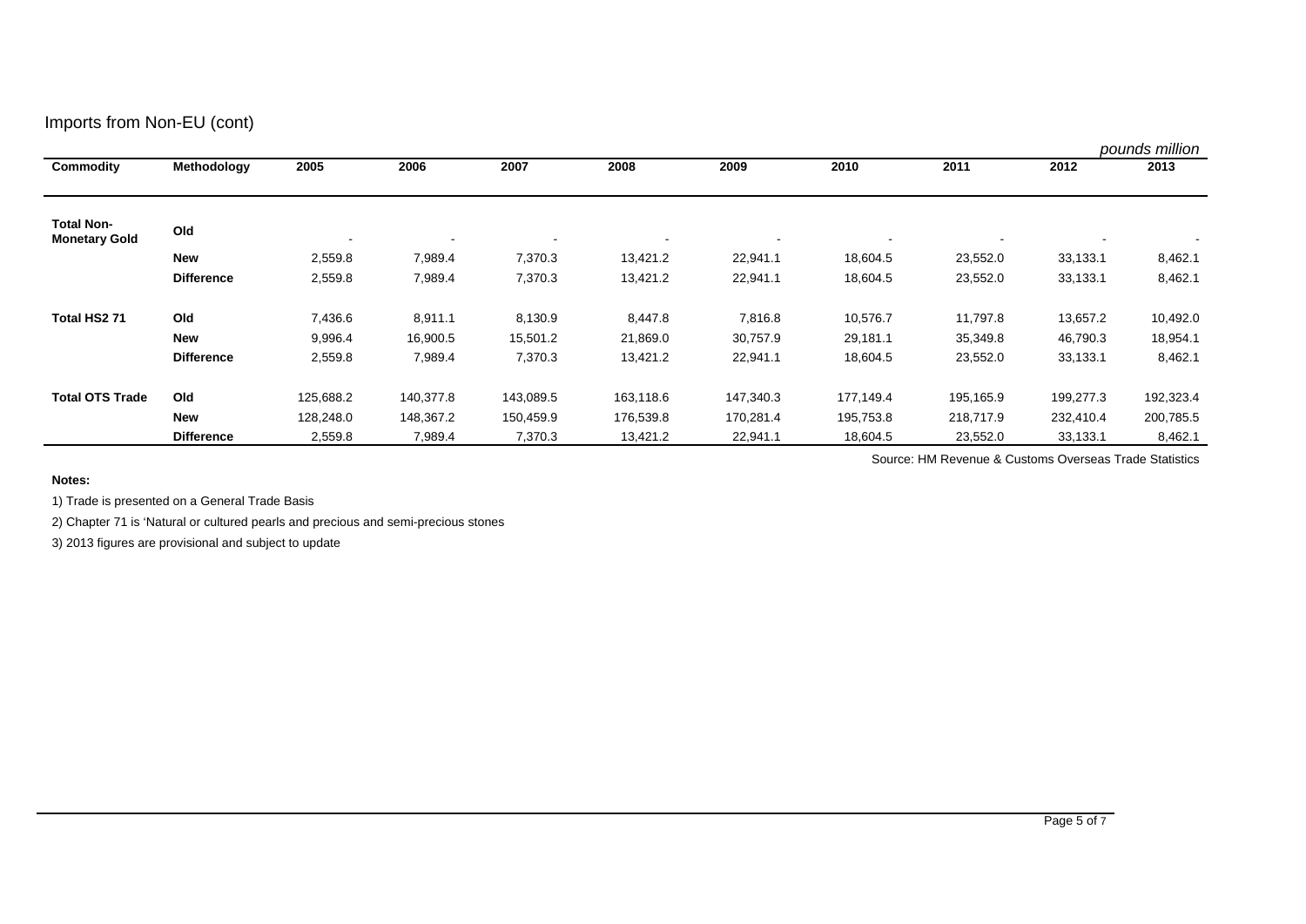## Imports from Non-EU (cont)

*pounds million*

| Commodity | Methodology | 2005 | 2006 | 2007 | 2008 | 2009 | 2010 | 2011 | 2012 | 2013 |
|---|---|---|---|---|---|---|---|---|---|---|
| **Total Non-Monetary Gold** | **Old** | - | - | - | - | - | - | - | - | - |
| | **New** | 2,559.8 | 7,989.4 | 7,370.3 | 13,421.2 | 22,941.1 | 18,604.5 | 23,552.0 | 33,133.1 | 8,462.1 |
| | **Difference** | 2,559.8 | 7,989.4 | 7,370.3 | 13,421.2 | 22,941.1 | 18,604.5 | 23,552.0 | 33,133.1 | 8,462.1 |
| **Total HS2 71** | **Old** | 7,436.6 | 8,911.1 | 8,130.9 | 8,447.8 | 7,816.8 | 10,576.7 | 11,797.8 | 13,657.2 | 10,492.0 |
| | **New** | 9,996.4 | 16,900.5 | 15,501.2 | 21,869.0 | 30,757.9 | 29,181.1 | 35,349.8 | 46,790.3 | 18,954.1 |
| | **Difference** | 2,559.8 | 7,989.4 | 7,370.3 | 13,421.2 | 22,941.1 | 18,604.5 | 23,552.0 | 33,133.1 | 8,462.1 |
| **Total OTS Trade** | **Old** | 125,688.2 | 140,377.8 | 143,089.5 | 163,118.6 | 147,340.3 | 177,149.4 | 195,165.9 | 199,277.3 | 192,323.4 |
| | **New** | 128,248.0 | 148,367.2 | 150,459.9 | 176,539.8 | 170,281.4 | 195,753.8 | 218,717.9 | 232,410.4 | 200,785.5 |
| | **Difference** | 2,559.8 | 7,989.4 | 7,370.3 | 13,421.2 | 22,941.1 | 18,604.5 | 23,552.0 | 33,133.1 | 8,462.1 |

Source: HM Revenue & Customs Overseas Trade Statistics

**Notes:**

1) Trade is presented on a General Trade Basis

2) Chapter 71 is 'Natural or cultured pearls and precious and semi-precious stones

3) 2013 figures are provisional and subject to update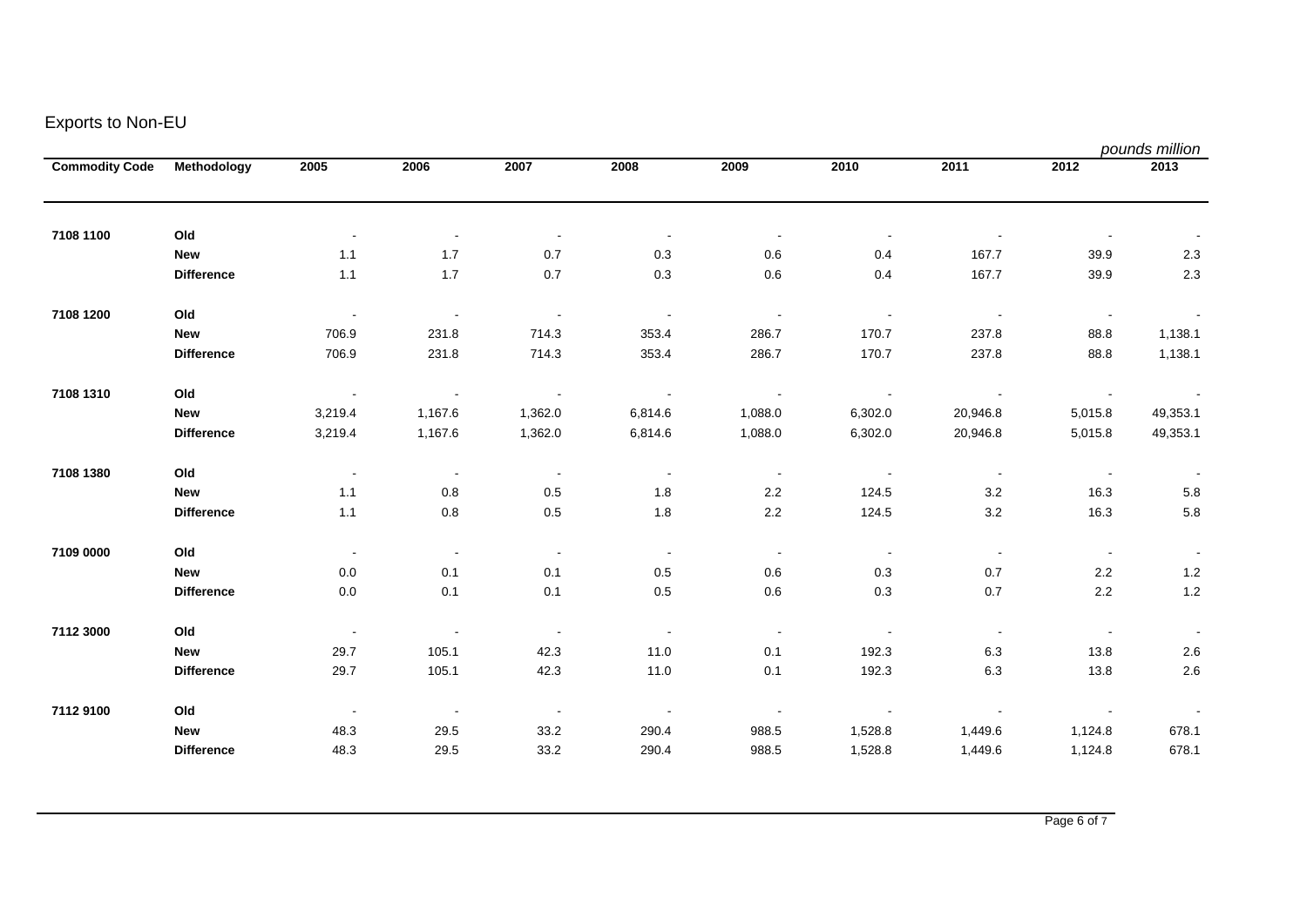## Exports to Non-EU

*pounds million*

| Commodity Code | Methodology | 2005 | 2006 | 2007 | 2008 | 2009 | 2010 | 2011 | 2012 | 2013 |
|---|---|---|---|---|---|---|---|---|---|---|
| **7108 1100** | **Old** | - | - | - | - | - | - | - | - | - |
| | **New** | 1.1 | 1.7 | 0.7 | 0.3 | 0.6 | 0.4 | 167.7 | 39.9 | 2.3 |
| | **Difference** | 1.1 | 1.7 | 0.7 | 0.3 | 0.6 | 0.4 | 167.7 | 39.9 | 2.3 |
| **7108 1200** | **Old** | - | - | - | - | - | - | - | - | - |
| | **New** | 706.9 | 231.8 | 714.3 | 353.4 | 286.7 | 170.7 | 237.8 | 88.8 | 1,138.1 |
| | **Difference** | 706.9 | 231.8 | 714.3 | 353.4 | 286.7 | 170.7 | 237.8 | 88.8 | 1,138.1 |
| **7108 1310** | **Old** | - | - | - | - | - | - | - | - | - |
| | **New** | 3,219.4 | 1,167.6 | 1,362.0 | 6,814.6 | 1,088.0 | 6,302.0 | 20,946.8 | 5,015.8 | 49,353.1 |
| | **Difference** | 3,219.4 | 1,167.6 | 1,362.0 | 6,814.6 | 1,088.0 | 6,302.0 | 20,946.8 | 5,015.8 | 49,353.1 |
| **7108 1380** | **Old** | - | - | - | - | - | - | - | - | - |
| | **New** | 1.1 | 0.8 | 0.5 | 1.8 | 2.2 | 124.5 | 3.2 | 16.3 | 5.8 |
| | **Difference** | 1.1 | 0.8 | 0.5 | 1.8 | 2.2 | 124.5 | 3.2 | 16.3 | 5.8 |
| **7109 0000** | **Old** | - | - | - | - | - | - | - | - | - |
| | **New** | 0.0 | 0.1 | 0.1 | 0.5 | 0.6 | 0.3 | 0.7 | 2.2 | 1.2 |
| | **Difference** | 0.0 | 0.1 | 0.1 | 0.5 | 0.6 | 0.3 | 0.7 | 2.2 | 1.2 |
| **7112 3000** | **Old** | - | - | - | - | - | - | - | - | - |
| | **New** | 29.7 | 105.1 | 42.3 | 11.0 | 0.1 | 192.3 | 6.3 | 13.8 | 2.6 |
| | **Difference** | 29.7 | 105.1 | 42.3 | 11.0 | 0.1 | 192.3 | 6.3 | 13.8 | 2.6 |
| **7112 9100** | **Old** | - | - | - | - | - | - | - | - | - |
| | **New** | 48.3 | 29.5 | 33.2 | 290.4 | 988.5 | 1,528.8 | 1,449.6 | 1,124.8 | 678.1 |
| | **Difference** | 48.3 | 29.5 | 33.2 | 290.4 | 988.5 | 1,528.8 | 1,449.6 | 1,124.8 | 678.1 |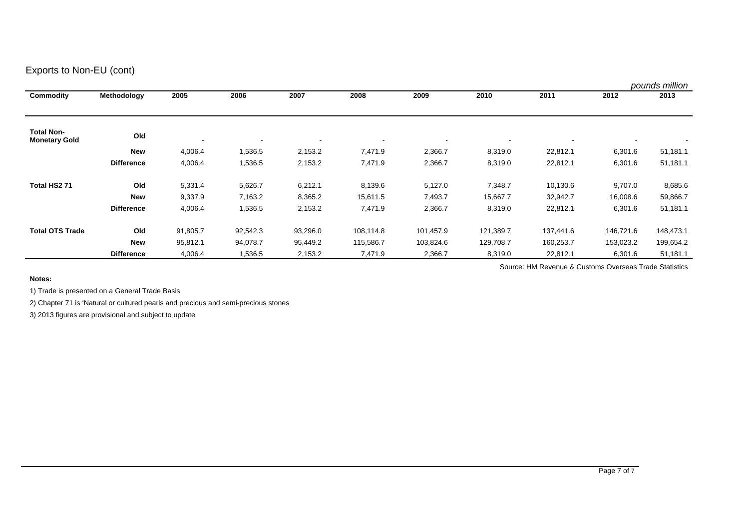## Exports to Non-EU (cont)

*pounds million*

| Commodity | Methodology | 2005 | 2006 | 2007 | 2008 | 2009 | 2010 | 2011 | 2012 | 2013 |
|---|---|---|---|---|---|---|---|---|---|---|
| **Total Non-Monetary Gold** | **Old** | - | - | - | - | - | - | - | - | - |
| | **New** | 4,006.4 | 1,536.5 | 2,153.2 | 7,471.9 | 2,366.7 | 8,319.0 | 22,812.1 | 6,301.6 | 51,181.1 |
| | **Difference** | 4,006.4 | 1,536.5 | 2,153.2 | 7,471.9 | 2,366.7 | 8,319.0 | 22,812.1 | 6,301.6 | 51,181.1 |
| **Total HS2 71** | **Old** | 5,331.4 | 5,626.7 | 6,212.1 | 8,139.6 | 5,127.0 | 7,348.7 | 10,130.6 | 9,707.0 | 8,685.6 |
| | **New** | 9,337.9 | 7,163.2 | 8,365.2 | 15,611.5 | 7,493.7 | 15,667.7 | 32,942.7 | 16,008.6 | 59,866.7 |
| | **Difference** | 4,006.4 | 1,536.5 | 2,153.2 | 7,471.9 | 2,366.7 | 8,319.0 | 22,812.1 | 6,301.6 | 51,181.1 |
| **Total OTS Trade** | **Old** | 91,805.7 | 92,542.3 | 93,296.0 | 108,114.8 | 101,457.9 | 121,389.7 | 137,441.6 | 146,721.6 | 148,473.1 |
| | **New** | 95,812.1 | 94,078.7 | 95,449.2 | 115,586.7 | 103,824.6 | 129,708.7 | 160,253.7 | 153,023.2 | 199,654.2 |
| | **Difference** | 4,006.4 | 1,536.5 | 2,153.2 | 7,471.9 | 2,366.7 | 8,319.0 | 22,812.1 | 6,301.6 | 51,181.1 |

Source: HM Revenue & Customs Overseas Trade Statistics

**Notes:**

1) Trade is presented on a General Trade Basis

2) Chapter 71 is 'Natural or cultured pearls and precious and semi-precious stones

3) 2013 figures are provisional and subject to update